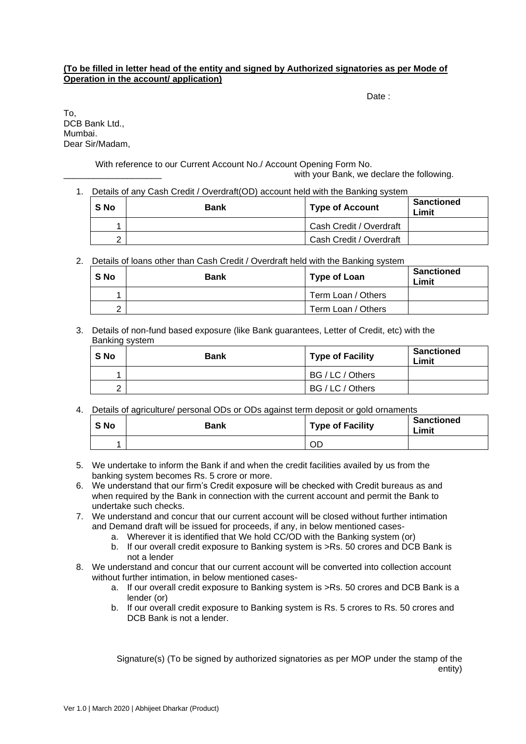**(To be filled in letter head of the entity and signed by Authorized signatories as per Mode of Operation in the account/ application)**

Date :

To,
DCB Bank Ltd.,
Mumbai.
Dear Sir/Madam,

With reference to our Current Account No./ Account Opening Form No. ____________________ with your Bank, we declare the following.

1. Details of any Cash Credit / Overdraft(OD) account held with the Banking system

| S No | Bank | Type of Account | Sanctioned Limit |
|---|---|---|---|
| 1 | | Cash Credit / Overdraft | |
| 2 | | Cash Credit / Overdraft | |

2. Details of loans other than Cash Credit / Overdraft held with the Banking system

| S No | Bank | Type of Loan | Sanctioned Limit |
|---|---|---|---|
| 1 | | Term Loan / Others | |
| 2 | | Term Loan / Others | |

3. Details of non-fund based exposure (like Bank guarantees, Letter of Credit, etc) with the Banking system

| S No | Bank | Type of Facility | Sanctioned Limit |
|---|---|---|---|
| 1 | | BG / LC / Others | |
| 2 | | BG / LC / Others | |

4. Details of agriculture/ personal ODs or ODs against term deposit or gold ornaments

| S No | Bank | Type of Facility | Sanctioned Limit |
|---|---|---|---|
| 1 | | OD | |

5. We undertake to inform the Bank if and when the credit facilities availed by us from the banking system becomes Rs. 5 crore or more.
6. We understand that our firm's Credit exposure will be checked with Credit bureaus as and when required by the Bank in connection with the current account and permit the Bank to undertake such checks.
7. We understand and concur that our current account will be closed without further intimation and Demand draft will be issued for proceeds, if any, in below mentioned cases-
   a. Wherever it is identified that We hold CC/OD with the Banking system (or)
   b. If our overall credit exposure to Banking system is >Rs. 50 crores and DCB Bank is not a lender
8. We understand and concur that our current account will be converted into collection account without further intimation, in below mentioned cases-
   a. If our overall credit exposure to Banking system is >Rs. 50 crores and DCB Bank is a lender (or)
   b. If our overall credit exposure to Banking system is Rs. 5 crores to Rs. 50 crores and DCB Bank is not a lender.

Signature(s) (To be signed by authorized signatories as per MOP under the stamp of the entity)

Ver 1.0 | March 2020 | Abhijeet Dharkar (Product)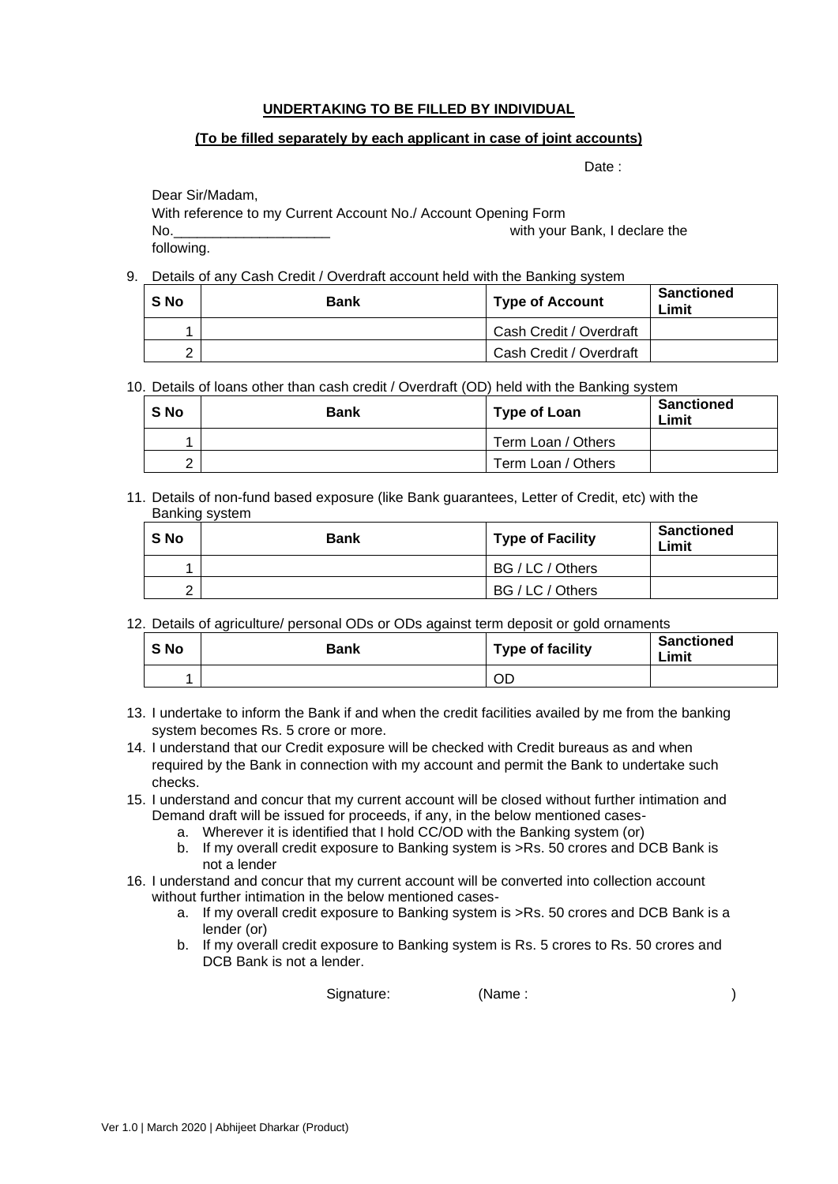**UNDERTAKING TO BE FILLED BY INDIVIDUAL**

**(To be filled separately by each applicant in case of joint accounts)**

Date :

Dear Sir/Madam,
With reference to my Current Account No./ Account Opening Form No.____________________ with your Bank, I declare the following.

9. Details of any Cash Credit / Overdraft account held with the Banking system

| S No | Bank | Type of Account | Sanctioned Limit |
|---|---|---|---|
| 1 | | Cash Credit / Overdraft | |
| 2 | | Cash Credit / Overdraft | |

10. Details of loans other than cash credit / Overdraft (OD) held with the Banking system

| S No | Bank | Type of Loan | Sanctioned Limit |
|---|---|---|---|
| 1 | | Term Loan / Others | |
| 2 | | Term Loan / Others | |

11. Details of non-fund based exposure (like Bank guarantees, Letter of Credit, etc) with the Banking system

| S No | Bank | Type of Facility | Sanctioned Limit |
|---|---|---|---|
| 1 | | BG / LC / Others | |
| 2 | | BG / LC / Others | |

12. Details of agriculture/ personal ODs or ODs against term deposit or gold ornaments

| S No | Bank | Type of facility | Sanctioned Limit |
|---|---|---|---|
| 1 | | OD | |

13. I undertake to inform the Bank if and when the credit facilities availed by me from the banking system becomes Rs. 5 crore or more.
14. I understand that our Credit exposure will be checked with Credit bureaus as and when required by the Bank in connection with my account and permit the Bank to undertake such checks.
15. I understand and concur that my current account will be closed without further intimation and Demand draft will be issued for proceeds, if any, in the below mentioned cases-
    a. Wherever it is identified that I hold CC/OD with the Banking system (or)
    b. If my overall credit exposure to Banking system is >Rs. 50 crores and DCB Bank is not a lender
16. I understand and concur that my current account will be converted into collection account without further intimation in the below mentioned cases-
    a. If my overall credit exposure to Banking system is >Rs. 50 crores and DCB Bank is a lender (or)
    b. If my overall credit exposure to Banking system is Rs. 5 crores to Rs. 50 crores and DCB Bank is not a lender.

Signature: (Name : )

Ver 1.0 | March 2020 | Abhijeet Dharkar (Product)